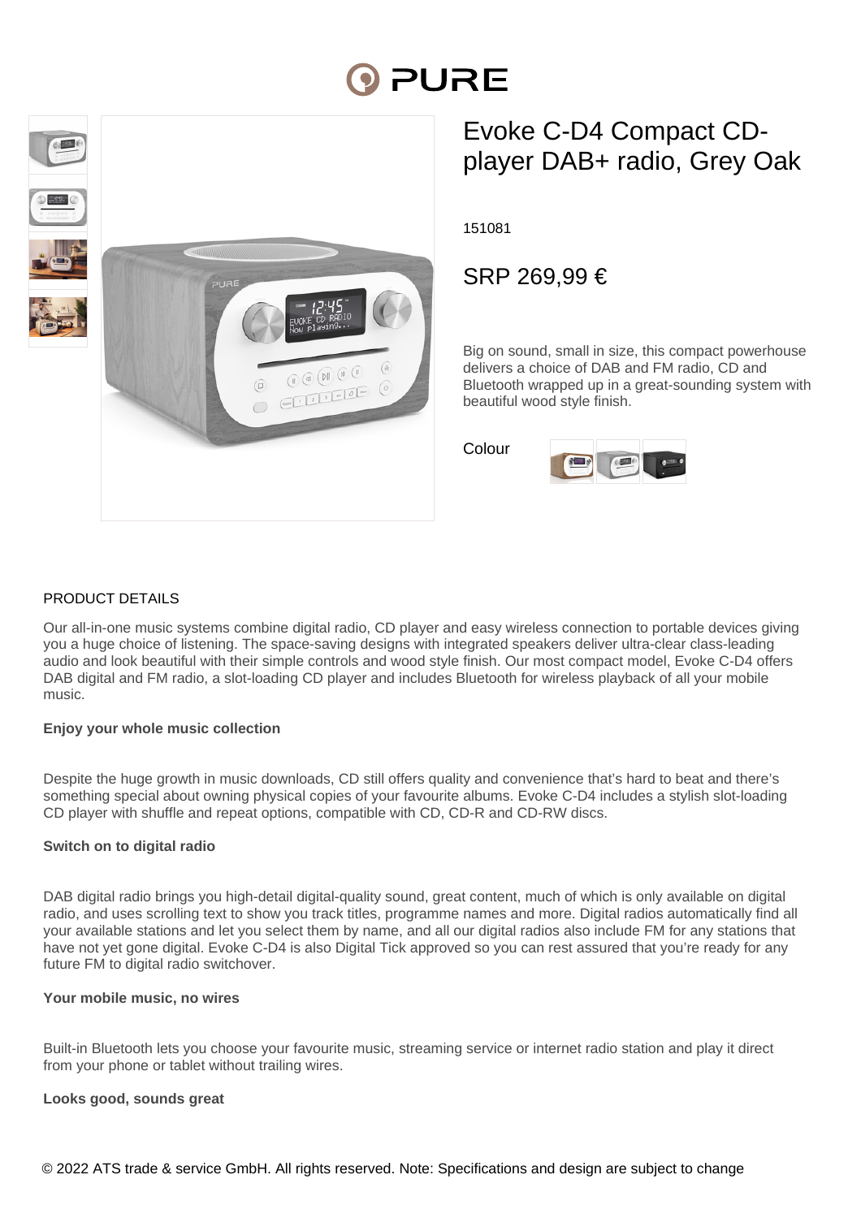# Evoke C-D4 Compact CD-player DAB+ radio, Grey Oak

151081

SRP 269,99 €

Big on sound, small in size, this compact powerhouse delivers a choice of DAB and FM radio, CD and Bluetooth wrapped up in a great-sounding system with beautiful wood style finish.

Colour

## PRODUCT DETAILS

Our all-in-one music systems combine digital radio, CD player and easy wireless connection to portable devices giving you a huge choice of listening. The space-saving designs with integrated speakers deliver ultra-clear class-leading audio and look beautiful with their simple controls and wood style finish. Our most compact model, Evoke C-D4 offers DAB digital and FM radio, a slot-loading CD player and includes Bluetooth for wireless playback of all your mobile music.

**Enjoy your whole music collection**

Despite the huge growth in music downloads, CD still offers quality and convenience that's hard to beat and there's something special about owning physical copies of your favourite albums. Evoke C-D4 includes a stylish slot-loading CD player with shuffle and repeat options, compatible with CD, CD-R and CD-RW discs.

**Switch on to digital radio**

DAB digital radio brings you high-detail digital-quality sound, great content, much of which is only available on digital radio, and uses scrolling text to show you track titles, programme names and more. Digital radios automatically find all your available stations and let you select them by name, and all our digital radios also include FM for any stations that have not yet gone digital. Evoke C-D4 is also Digital Tick approved so you can rest assured that you're ready for any future FM to digital radio switchover.

**Your mobile music, no wires**

Built-in Bluetooth lets you choose your favourite music, streaming service or internet radio station and play it direct from your phone or tablet without trailing wires.

**Looks good, sounds great**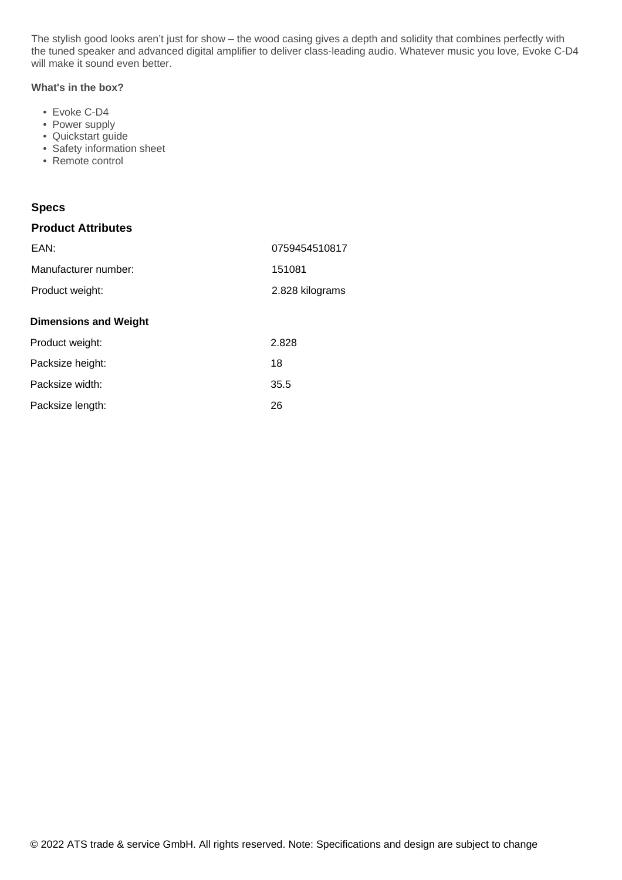The stylish good looks aren't just for show – the wood casing gives a depth and solidity that combines perfectly with the tuned speaker and advanced digital amplifier to deliver class-leading audio. Whatever music you love, Evoke C-D4 will make it sound even better.

**What's in the box?**

- Evoke C-D4
- Power supply
- Quickstart guide
- Safety information sheet
- Remote control

## Specs

### Product Attributes

| | |
|---|---|
| EAN: | 0759454510817 |
| Manufacturer number: | 151081 |
| Product weight: | 2.828 kilograms |

### Dimensions and Weight

| | |
|---|---|
| Product weight: | 2.828 |
| Packsize height: | 18 |
| Packsize width: | 35.5 |
| Packsize length: | 26 |

© 2022 ATS trade & service GmbH. All rights reserved. Note: Specifications and design are subject to change